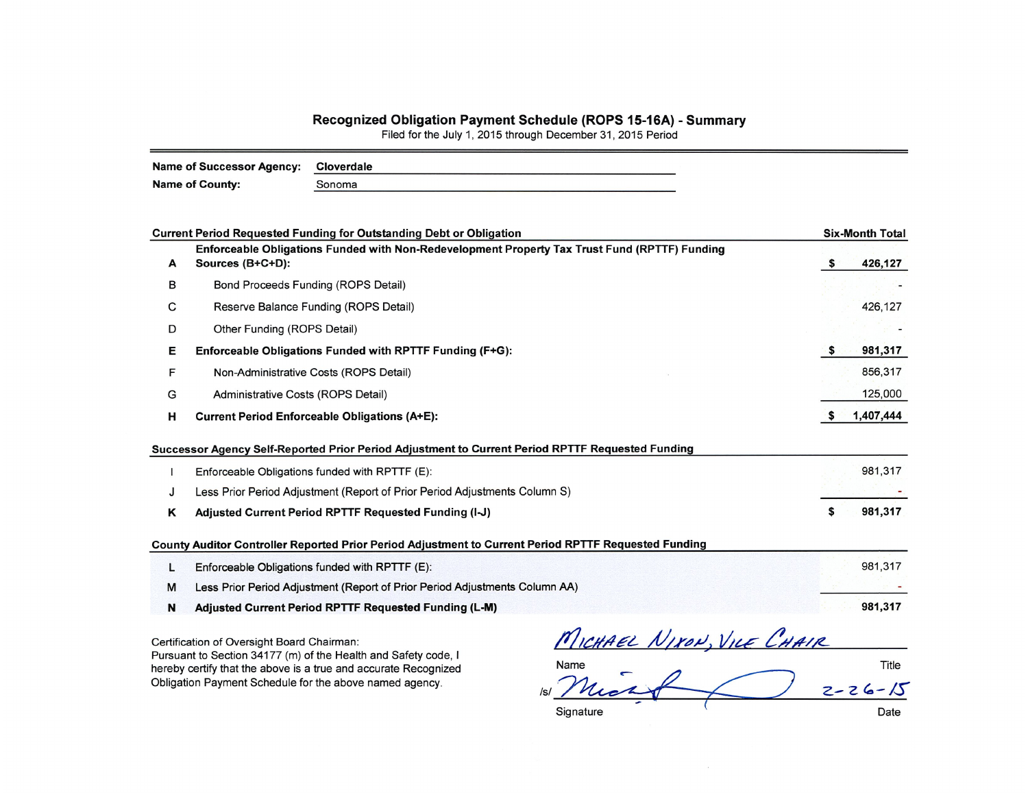# Recognized Obligation Payment Schedule (ROPS 15-16A) - Summary

Filed for the July 1, 2015 through December 31, 2015 Period

**Name of Successor Agency:** Cloverdale

**Name of County:** Sonoma

| | Current Period Requested Funding for Outstanding Debt or Obligation | Six-Month Total |
|---|---|---|
| **A** | **Enforceable Obligations Funded with Non-Redevelopment Property Tax Trust Fund (RPTTF) Funding Sources (B+C+D):** | **$ 426,127** |
| B | Bond Proceeds Funding (ROPS Detail) | - |
| C | Reserve Balance Funding (ROPS Detail) | 426,127 |
| D | Other Funding (ROPS Detail) | - |
| **E** | **Enforceable Obligations Funded with RPTTF Funding (F+G):** | **$ 981,317** |
| F | Non-Administrative Costs (ROPS Detail) | 856,317 |
| G | Administrative Costs (ROPS Detail) | 125,000 |
| **H** | **Current Period Enforceable Obligations (A+E):** | **$ 1,407,444** |

| | Successor Agency Self-Reported Prior Period Adjustment to Current Period RPTTF Requested Funding | |
|---|---|---|
| I | Enforceable Obligations funded with RPTTF (E): | 981,317 |
| J | Less Prior Period Adjustment (Report of Prior Period Adjustments Column S) | - |
| **K** | **Adjusted Current Period RPTTF Requested Funding (I-J)** | **$ 981,317** |

| | County Auditor Controller Reported Prior Period Adjustment to Current Period RPTTF Requested Funding | |
|---|---|---|
| L | Enforceable Obligations funded with RPTTF (E): | 981,317 |
| M | Less Prior Period Adjustment (Report of Prior Period Adjustments Column AA) | - |
| **N** | **Adjusted Current Period RPTTF Requested Funding (L-M)** | **981,317** |

Certification of Oversight Board Chairman:
Pursuant to Section 34177 (m) of the Health and Safety code, I hereby certify that the above is a true and accurate Recognized Obligation Payment Schedule for the above named agency.

MICHAEL NIXON, VICE CHAIR

Name | Title

/s/ [Signature]

Signature | Date: 2-26-15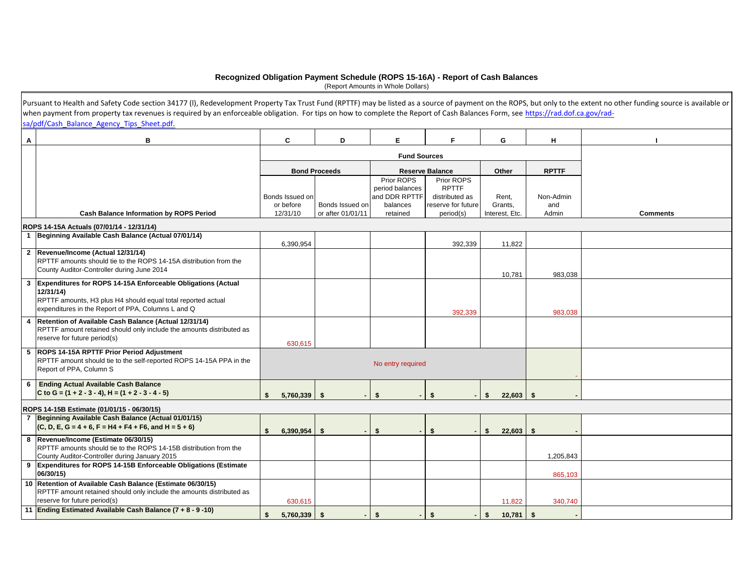# Recognized Obligation Payment Schedule (ROPS 15-16A) - Report of Cash Balances

(Report Amounts in Whole Dollars)

Pursuant to Health and Safety Code section 34177 (l), Redevelopment Property Tax Trust Fund (RPTTF) may be listed as a source of payment on the ROPS, but only to the extent no other funding source is available or when payment from property tax revenues is required by an enforceable obligation. For tips on how to complete the Report of Cash Balances Form, see https://rad.dof.ca.gov/rad-sa/pdf/Cash_Balance_Agency_Tips_Sheet.pdf.

| A | B | C | D | E | F | G | H | I |
|---|---|---|---|---|---|---|---|---|
| | | Fund Sources | | | | | | |
| | | Bond Proceeds | | Reserve Balance | | Other | RPTTF | |
| | Cash Balance Information by ROPS Period | Bonds Issued on or before 12/31/10 | Bonds Issued on or after 01/01/11 | Prior ROPS period balances and DDR RPTTF balances retained | Prior ROPS RPTTF distributed as reserve for future period(s) | Rent, Grants, Interest, Etc. | Non-Admin and Admin | Comments |
| | **ROPS 14-15A Actuals (07/01/14 - 12/31/14)** | | | | | | | |
| 1 | **Beginning Available Cash Balance (Actual 07/01/14)** | 6,390,954 | | | 392,339 | 11,822 | | |
| 2 | **Revenue/Income (Actual 12/31/14)** RPTTF amounts should tie to the ROPS 14-15A distribution from the County Auditor-Controller during June 2014 | | | | | 10,781 | 983,038 | |
| 3 | **Expenditures for ROPS 14-15A Enforceable Obligations (Actual 12/31/14)** RPTTF amounts, H3 plus H4 should equal total reported actual expenditures in the Report of PPA, Columns L and Q | | | | 392,339 | | 983,038 | |
| 4 | **Retention of Available Cash Balance (Actual 12/31/14)** RPTTF amount retained should only include the amounts distributed as reserve for future period(s) | 630,615 | | | | | | |
| 5 | **ROPS 14-15A RPTTF Prior Period Adjustment** RPTTF amount should tie to the self-reported ROPS 14-15A PPA in the Report of PPA, Column S | No entry required | | | | | - | |
| 6 | **Ending Actual Available Cash Balance C to G = (1 + 2 - 3 - 4), H = (1 + 2 - 3 - 4 - 5)** | $ 5,760,339 | $ - | $ - | $ - | $ 22,603 | $ - | |
| | **ROPS 14-15B Estimate (01/01/15 - 06/30/15)** | | | | | | | |
| 7 | **Beginning Available Cash Balance (Actual 01/01/15) (C, D, E, G = 4 + 6, F = H4 + F4 + F6, and H = 5 + 6)** | $ 6,390,954 | $ - | $ - | $ - | $ 22,603 | $ - | |
| 8 | **Revenue/Income (Estimate 06/30/15)** RPTTF amounts should tie to the ROPS 14-15B distribution from the County Auditor-Controller during January 2015 | | | | | | 1,205,843 | |
| 9 | **Expenditures for ROPS 14-15B Enforceable Obligations (Estimate 06/30/15)** | | | | | | 865,103 | |
| 10 | **Retention of Available Cash Balance (Estimate 06/30/15)** RPTTF amount retained should only include the amounts distributed as reserve for future period(s) | 630,615 | | | | 11,822 | 340,740 | |
| 11 | **Ending Estimated Available Cash Balance (7 + 8 - 9 -10)** | $ 5,760,339 | $ - | $ - | $ - | $ 10,781 | $ - | |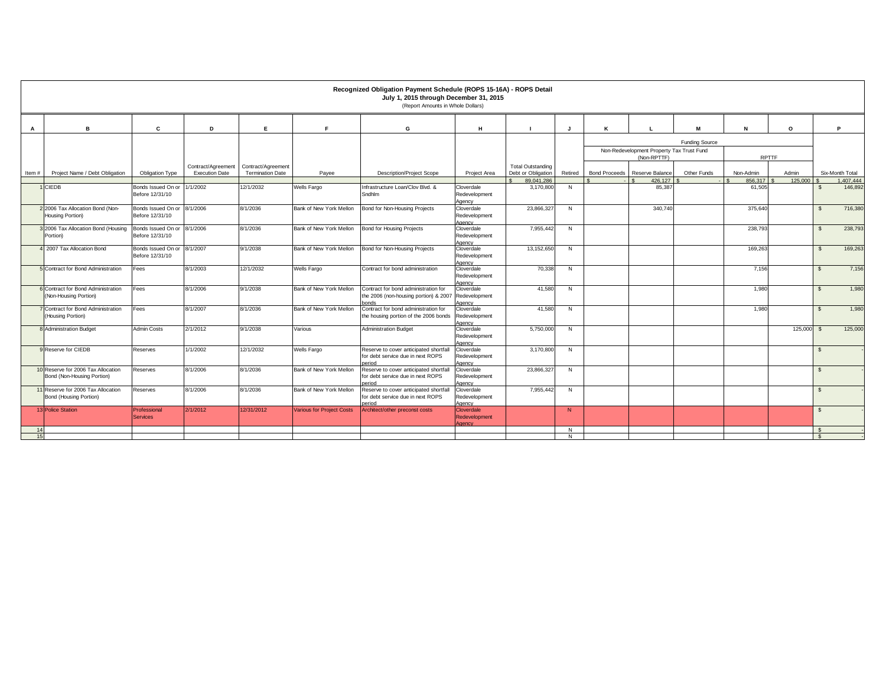**Recognized Obligation Payment Schedule (ROPS 15-16A) - ROPS Detail**
**July 1, 2015 through December 31, 2015**
(Report Amounts in Whole Dollars)

| A | B | C | D | E | F | G | H | I | J | K | L | M | N | O | P |
|---|---|---|---|---|---|---|---|---|---|---|---|---|---|---|---|
| | | | | | | | | | | Funding Source | | | | | |
| | | | | | | | | | | Non-Redevelopment Property Tax Trust Fund (Non-RPTTF) | | | RPTTF | | |
| Item # | Project Name / Debt Obligation | Obligation Type | Contract/Agreement Execution Date | Contract/Agreement Termination Date | Payee | Description/Project Scope | Project Area | Total Outstanding Debt or Obligation | Retired | Bond Proceeds | Reserve Balance | Other Funds | Non-Admin | Admin | Six-Month Total |
| | | | | | | | | $ 89,041,286 | | $ - | $ 426,127 | $ - | $ 856,317 | $ 125,000 | $ 1,407,444 |
| 1 | CIEDB | Bonds Issued On or Before 12/31/10 | 1/1/2002 | 12/1/2032 | Wells Fargo | Infrastructure Loan/Clov Blvd. & Sndhlm | Cloverdale Redevelopment Agency | 3,170,800 | N | | 85,387 | | 61,505 | | $ 146,892 |
| 2 | 2006 Tax Allocation Bond (Non-Housing Portion) | Bonds Issued On or Before 12/31/10 | 8/1/2006 | 8/1/2036 | Bank of New York Mellon | Bond for Non-Housing Projects | Cloverdale Redevelopment Agency | 23,866,327 | N | | 340,740 | | 375,640 | | $ 716,380 |
| 3 | 2006 Tax Allocation Bond (Housing Portion) | Bonds Issued On or Before 12/31/10 | 8/1/2006 | 8/1/2036 | Bank of New York Mellon | Bond for Housing Projects | Cloverdale Redevelopment Agency | 7,955,442 | N | | | | 238,793 | | $ 238,793 |
| 4 | 2007 Tax Allocation Bond | Bonds Issued On or Before 12/31/10 | 8/1/2007 | 9/1/2038 | Bank of New York Mellon | Bond for Non-Housing Projects | Cloverdale Redevelopment Agency | 13,152,650 | N | | | | 169,263 | | $ 169,263 |
| 5 | Contract for Bond Administration | Fees | 8/1/2003 | 12/1/2032 | Wells Fargo | Contract for bond administration | Cloverdale Redevelopment Agency | 70,338 | N | | | | 7,156 | | $ 7,156 |
| 6 | Contract for Bond Administration (Non-Housing Portion) | Fees | 8/1/2006 | 9/1/2038 | Bank of New York Mellon | Contract for bond administration for the 2006 (non-housing portion) & 2007 bonds | Cloverdale Redevelopment Agency | 41,580 | N | | | | 1,980 | | $ 1,980 |
| 7 | Contract for Bond Administration (Housing Portion) | Fees | 8/1/2007 | 8/1/2036 | Bank of New York Mellon | Contract for bond administration for the housing portion of the 2006 bonds | Cloverdale Redevelopment Agency | 41,580 | N | | | | 1,980 | | $ 1,980 |
| 8 | Administration Budget | Admin Costs | 2/1/2012 | 9/1/2038 | Various | Administration Budget | Cloverdale Redevelopment Agency | 5,750,000 | N | | | | | 125,000 | $ 125,000 |
| 9 | Reserve for CIEDB | Reserves | 1/1/2002 | 12/1/2032 | Wells Fargo | Reserve to cover anticipated shortfall for debt service due in next ROPS period | Cloverdale Redevelopment Agency | 3,170,800 | N | | | | | | $ - |
| 10 | Reserve for 2006 Tax Allocation Bond (Non-Housing Portion) | Reserves | 8/1/2006 | 8/1/2036 | Bank of New York Mellon | Reserve to cover anticipated shortfall for debt service due in next ROPS period | Cloverdale Redevelopment Agency | 23,866,327 | N | | | | | | $ - |
| 11 | Reserve for 2006 Tax Allocation Bond (Housing Portion) | Reserves | 8/1/2006 | 8/1/2036 | Bank of New York Mellon | Reserve to cover anticipated shortfall for debt service due in next ROPS period | Cloverdale Redevelopment Agency | 7,955,442 | N | | | | | | $ - |
| 13 | Police Station | Professional Services | 2/1/2012 | 12/31/2012 | Various for Project Costs | Architect/other preconst costs | Cloverdale Redevelopment Agency | | N | | | | | | $ - |
| 14 | | | | | | | | | N | | | | | | $ - |
| 15 | | | | | | | | | N | | | | | | $ - |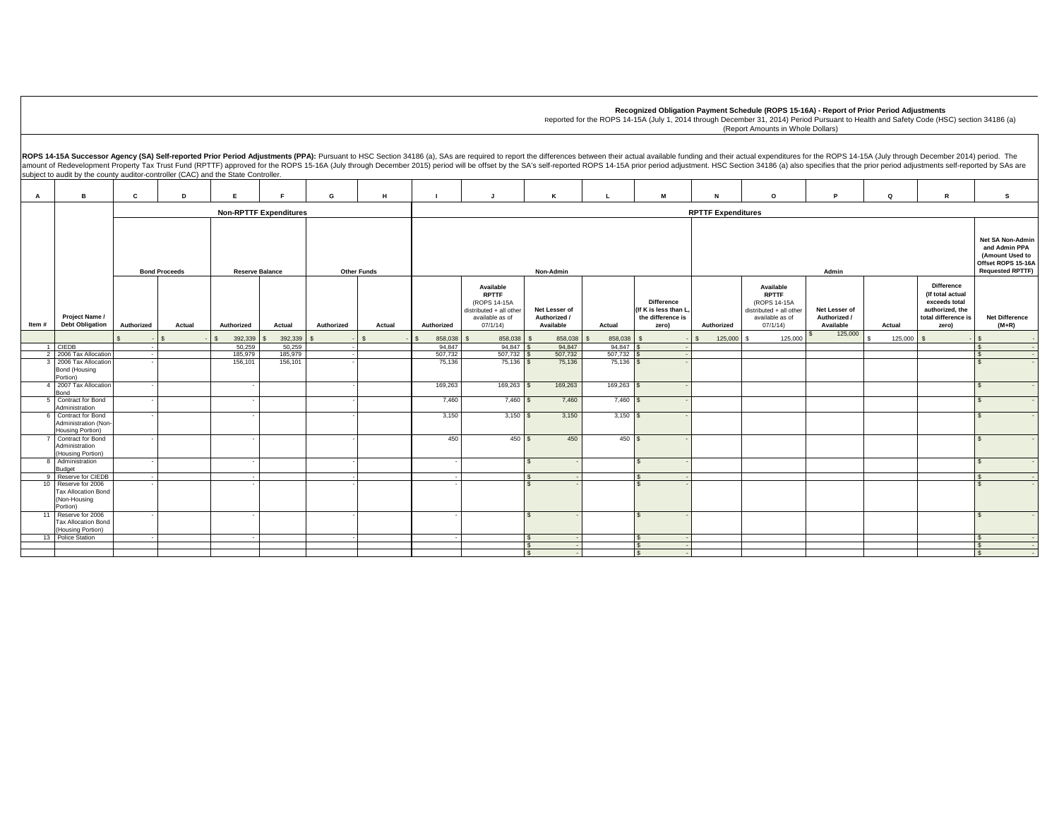**Recognized Obligation Payment Schedule (ROPS 15-16A) - Report of Prior Period Adjustments**
Reported for the ROPS 14-15A (July 1, 2014 through December 31, 2014) Period Pursuant to Health and Safety Code (HSC) section 34186 (a)
(Report Amounts in Whole Dollars)

**ROPS 14-15A Successor Agency (SA) Self-reported Prior Period Adjustments (PPA):** Pursuant to HSC Section 34186 (a), SAs are required to report the differences between their actual available funding and their actual expenditures for the ROPS 14-15A (July through December 2014) period. The amount of Redevelopment Property Tax Trust Fund (RPTTF) approved for the ROPS 15-16A (July through December 2015) period will be offset by the SA's self-reported ROPS 14-15A prior period adjustment. HSC Section 34186 (a) also specifies that the prior period adjustments self-reported by SAs are subject to audit by the county auditor-controller (CAC) and the State Controller.

| A | B | C | D | E | F | G | H | I | J | K | L | M | N | O | P | Q | R | S |
|---|---|---|---|---|---|---|---|---|---|---|---|---|---|---|---|---|---|---|
| | | Non-RPTTF Expenditures | | | | | | RPTTF Expenditures | | | | | | | | | | |
| | | Bond Proceeds | | Reserve Balance | | Other Funds | | Non-Admin | | | | | Admin | | | | | Net SA Non-Admin and Admin PPA (Amount Used to Offset ROPS 15-16A Requested RPTTF) |
| Item # | Project Name / Debt Obligation | Authorized | Actual | Authorized | Actual | Authorized | Actual | Authorized | Available RPTTF (ROPS 14-15A distributed + all other available as of 07/1/14) | Net Lesser of Authorized / Available | Actual | Difference (If K is less than L, the difference is zero) | Authorized | Available RPTTF (ROPS 14-15A distributed + all other available as of 07/1/14) | Net Lesser of Authorized / Available | Actual | Difference (If total actual exceeds total authorized, the total difference is zero) | Net Difference (M+R) |
| | | $ - | $ - | $ 392,339 | $ 392,339 | $ - | $ - | $ 858,038 | $ 858,038 | $ 858,038 | $ 858,038 | $ - | $ 125,000 | $ 125,000 | $ 125,000 | $ 125,000 | $ - | $ - |
| 1 | CIEDB | - | | 50,259 | 50,259 | - | | 94,847 | 94,847 | $ 94,847 | 94,847 | $ - | | | | | | $ - |
| 2 | 2006 Tax Allocation | - | | 185,979 | 185,979 | - | | 507,732 | 507,732 | $ 507,732 | 507,732 | $ - | | | | | | $ - |
| 3 | 2006 Tax Allocation Bond (Housing Portion) | - | | 156,101 | 156,101 | - | | 75,136 | 75,136 | $ 75,136 | 75,136 | $ - | | | | | | $ - |
| 4 | 2007 Tax Allocation Bond | - | | - | | - | | 169,263 | 169,263 | $ 169,263 | 169,263 | $ - | | | | | | $ - |
| 5 | Contract for Bond Administration | - | | - | | - | | 7,460 | 7,460 | $ 7,460 | 7,460 | $ - | | | | | | $ - |
| 6 | Contract for Bond Administration (Non-Housing Portion) | - | | - | | - | | 3,150 | 3,150 | $ 3,150 | 3,150 | $ - | | | | | | $ - |
| 7 | Contract for Bond Administration (Housing Portion) | - | | - | | - | | 450 | 450 | $ 450 | 450 | $ - | | | | | | $ - |
| 8 | Administration Budget | - | | - | | - | | - | | $ - | | $ - | | | | | | $ - |
| 9 | Reserve for CIEDB | - | | - | | - | | - | | $ - | | $ - | | | | | | $ - |
| 10 | Reserve for 2006 Tax Allocation Bond (Non-Housing Portion) | - | | - | | - | | - | | $ - | | $ - | | | | | | $ - |
| 11 | Reserve for 2006 Tax Allocation Bond (Housing Portion) | - | | - | | - | | - | | $ - | | $ - | | | | | | $ - |
| 13 | Police Station | - | | - | | - | | - | | $ - | | $ - | | | | | | $ - |
| | | | | | | | | | | $ - | | $ - | | | | | | $ - |
| | | | | | | | | | | $ - | | $ - | | | | | | $ - |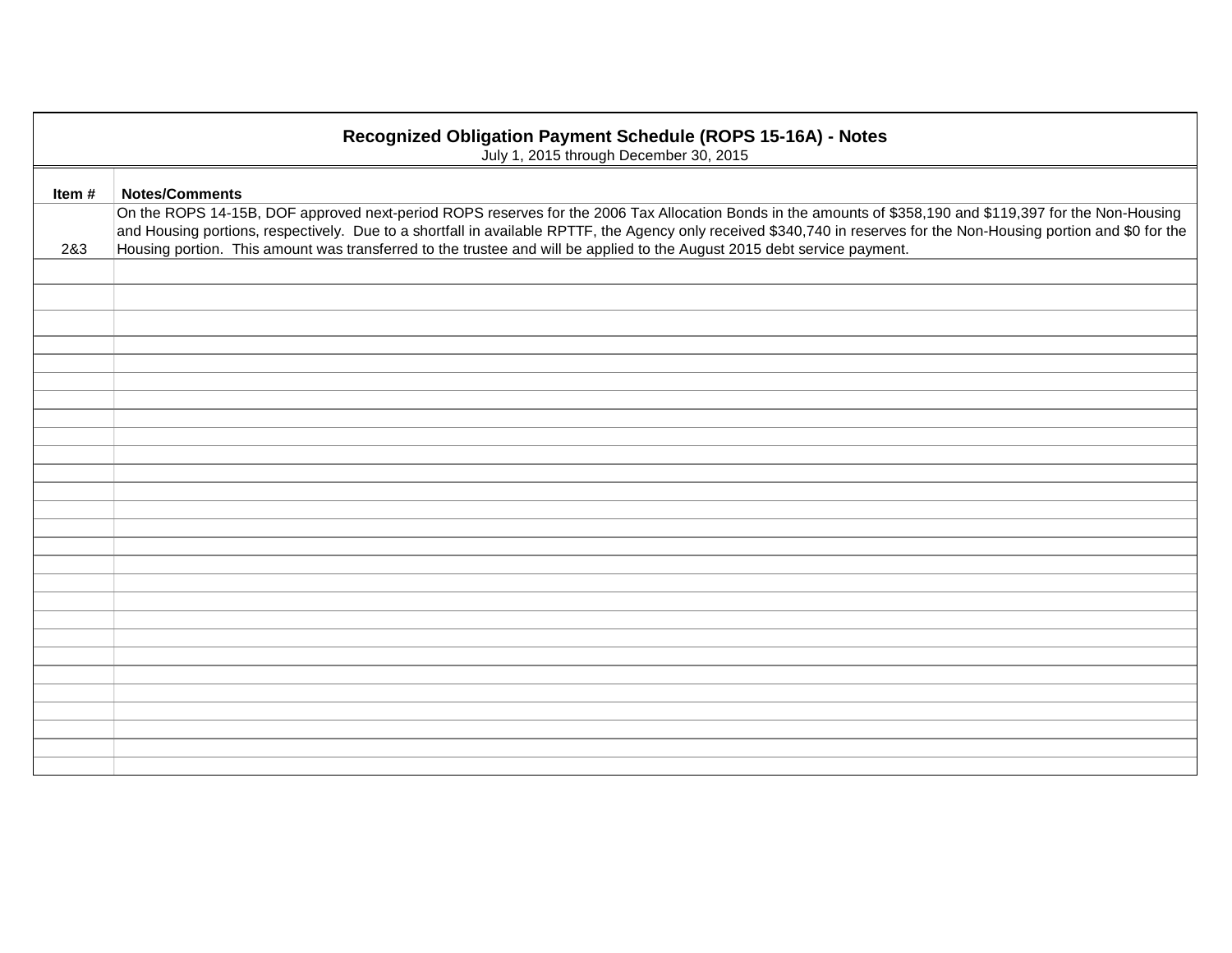**Recognized Obligation Payment Schedule (ROPS 15-16A) - Notes**
July 1, 2015 through December 30, 2015

| Item # | Notes/Comments |
| --- | --- |
| 2&3 | On the ROPS 14-15B, DOF approved next-period ROPS reserves for the 2006 Tax Allocation Bonds in the amounts of $358,190 and $119,397 for the Non-Housing and Housing portions, respectively. Due to a shortfall in available RPTTF, the Agency only received $340,740 in reserves for the Non-Housing portion and $0 for the Housing portion. This amount was transferred to the trustee and will be applied to the August 2015 debt service payment. |